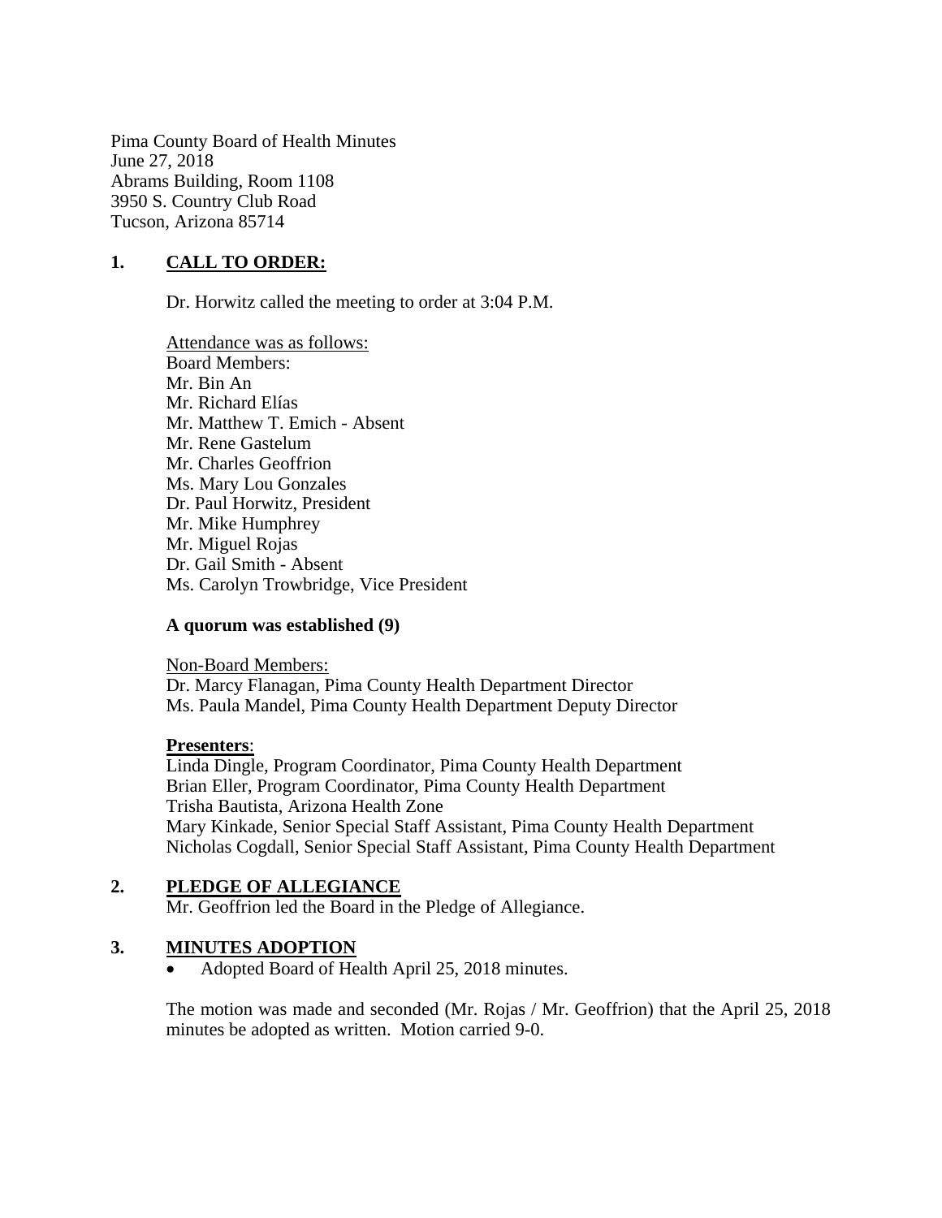Pima County Board of Health Minutes
June 27, 2018
Abrams Building, Room 1108
3950 S. Country Club Road
Tucson, Arizona 85714

## 1. CALL TO ORDER:

Dr. Horwitz called the meeting to order at 3:04 P.M.

Attendance was as follows:
Board Members:
Mr. Bin An
Mr. Richard Elías
Mr. Matthew T. Emich - Absent
Mr. Rene Gastelum
Mr. Charles Geoffrion
Ms. Mary Lou Gonzales
Dr. Paul Horwitz, President
Mr. Mike Humphrey
Mr. Miguel Rojas
Dr. Gail Smith - Absent
Ms. Carolyn Trowbridge, Vice President

**A quorum was established (9)**

Non-Board Members:
Dr. Marcy Flanagan, Pima County Health Department Director
Ms. Paula Mandel, Pima County Health Department Deputy Director

**Presenters**:
Linda Dingle, Program Coordinator, Pima County Health Department
Brian Eller, Program Coordinator, Pima County Health Department
Trisha Bautista, Arizona Health Zone
Mary Kinkade, Senior Special Staff Assistant, Pima County Health Department
Nicholas Cogdall, Senior Special Staff Assistant, Pima County Health Department

## 2. PLEDGE OF ALLEGIANCE

Mr. Geoffrion led the Board in the Pledge of Allegiance.

## 3. MINUTES ADOPTION

- Adopted Board of Health April 25, 2018 minutes.

The motion was made and seconded (Mr. Rojas / Mr. Geoffrion) that the April 25, 2018 minutes be adopted as written. Motion carried 9-0.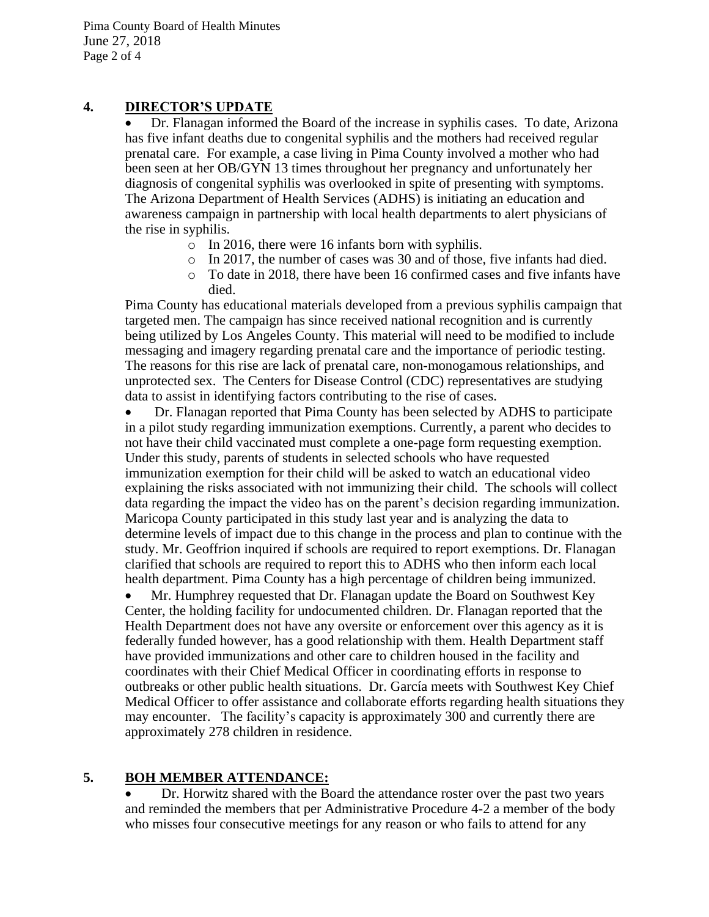## 4. DIRECTOR'S UPDATE

- Dr. Flanagan informed the Board of the increase in syphilis cases. To date, Arizona has five infant deaths due to congenital syphilis and the mothers had received regular prenatal care. For example, a case living in Pima County involved a mother who had been seen at her OB/GYN 13 times throughout her pregnancy and unfortunately her diagnosis of congenital syphilis was overlooked in spite of presenting with symptoms. The Arizona Department of Health Services (ADHS) is initiating an education and awareness campaign in partnership with local health departments to alert physicians of the rise in syphilis.
    - In 2016, there were 16 infants born with syphilis.
    - In 2017, the number of cases was 30 and of those, five infants had died.
    - To date in 2018, there have been 16 confirmed cases and five infants have died.

  Pima County has educational materials developed from a previous syphilis campaign that targeted men. The campaign has since received national recognition and is currently being utilized by Los Angeles County. This material will need to be modified to include messaging and imagery regarding prenatal care and the importance of periodic testing. The reasons for this rise are lack of prenatal care, non-monogamous relationships, and unprotected sex. The Centers for Disease Control (CDC) representatives are studying data to assist in identifying factors contributing to the rise of cases.
- Dr. Flanagan reported that Pima County has been selected by ADHS to participate in a pilot study regarding immunization exemptions. Currently, a parent who decides to not have their child vaccinated must complete a one-page form requesting exemption. Under this study, parents of students in selected schools who have requested immunization exemption for their child will be asked to watch an educational video explaining the risks associated with not immunizing their child. The schools will collect data regarding the impact the video has on the parent's decision regarding immunization. Maricopa County participated in this study last year and is analyzing the data to determine levels of impact due to this change in the process and plan to continue with the study. Mr. Geoffrion inquired if schools are required to report exemptions. Dr. Flanagan clarified that schools are required to report this to ADHS who then inform each local health department. Pima County has a high percentage of children being immunized.
- Mr. Humphrey requested that Dr. Flanagan update the Board on Southwest Key Center, the holding facility for undocumented children. Dr. Flanagan reported that the Health Department does not have any oversite or enforcement over this agency as it is federally funded however, has a good relationship with them. Health Department staff have provided immunizations and other care to children housed in the facility and coordinates with their Chief Medical Officer in coordinating efforts in response to outbreaks or other public health situations. Dr. García meets with Southwest Key Chief Medical Officer to offer assistance and collaborate efforts regarding health situations they may encounter. The facility's capacity is approximately 300 and currently there are approximately 278 children in residence.

## 5. BOH MEMBER ATTENDANCE:

- Dr. Horwitz shared with the Board the attendance roster over the past two years and reminded the members that per Administrative Procedure 4-2 a member of the body who misses four consecutive meetings for any reason or who fails to attend for any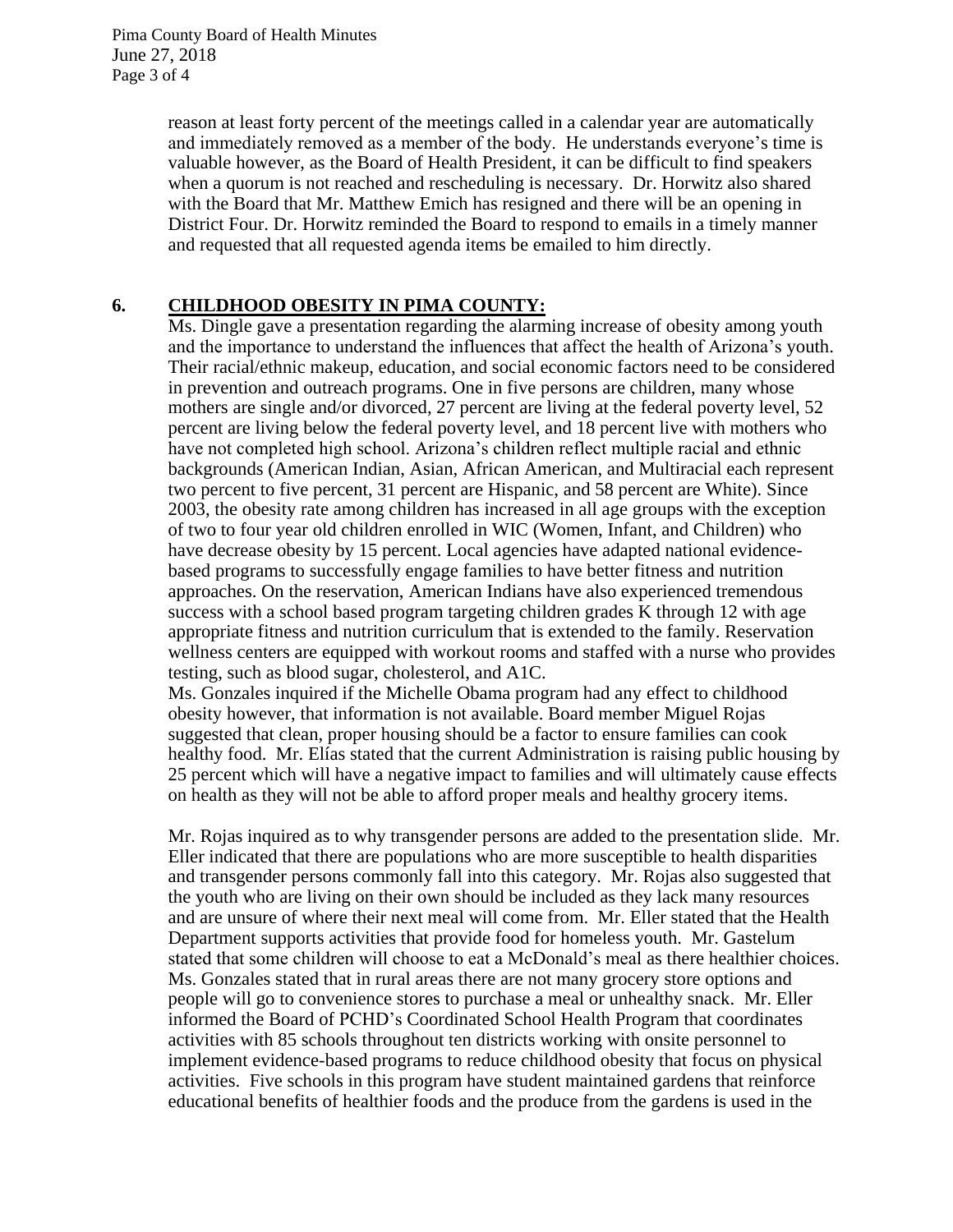reason at least forty percent of the meetings called in a calendar year are automatically and immediately removed as a member of the body. He understands everyone's time is valuable however, as the Board of Health President, it can be difficult to find speakers when a quorum is not reached and rescheduling is necessary. Dr. Horwitz also shared with the Board that Mr. Matthew Emich has resigned and there will be an opening in District Four. Dr. Horwitz reminded the Board to respond to emails in a timely manner and requested that all requested agenda items be emailed to him directly.

## 6. CHILDHOOD OBESITY IN PIMA COUNTY:

Ms. Dingle gave a presentation regarding the alarming increase of obesity among youth and the importance to understand the influences that affect the health of Arizona's youth. Their racial/ethnic makeup, education, and social economic factors need to be considered in prevention and outreach programs. One in five persons are children, many whose mothers are single and/or divorced, 27 percent are living at the federal poverty level, 52 percent are living below the federal poverty level, and 18 percent live with mothers who have not completed high school. Arizona's children reflect multiple racial and ethnic backgrounds (American Indian, Asian, African American, and Multiracial each represent two percent to five percent, 31 percent are Hispanic, and 58 percent are White). Since 2003, the obesity rate among children has increased in all age groups with the exception of two to four year old children enrolled in WIC (Women, Infant, and Children) who have decrease obesity by 15 percent. Local agencies have adapted national evidence-based programs to successfully engage families to have better fitness and nutrition approaches. On the reservation, American Indians have also experienced tremendous success with a school based program targeting children grades K through 12 with age appropriate fitness and nutrition curriculum that is extended to the family. Reservation wellness centers are equipped with workout rooms and staffed with a nurse who provides testing, such as blood sugar, cholesterol, and A1C.

Ms. Gonzales inquired if the Michelle Obama program had any effect to childhood obesity however, that information is not available. Board member Miguel Rojas suggested that clean, proper housing should be a factor to ensure families can cook healthy food. Mr. Elías stated that the current Administration is raising public housing by 25 percent which will have a negative impact to families and will ultimately cause effects on health as they will not be able to afford proper meals and healthy grocery items.

Mr. Rojas inquired as to why transgender persons are added to the presentation slide. Mr. Eller indicated that there are populations who are more susceptible to health disparities and transgender persons commonly fall into this category. Mr. Rojas also suggested that the youth who are living on their own should be included as they lack many resources and are unsure of where their next meal will come from. Mr. Eller stated that the Health Department supports activities that provide food for homeless youth. Mr. Gastelum stated that some children will choose to eat a McDonald's meal as there healthier choices. Ms. Gonzales stated that in rural areas there are not many grocery store options and people will go to convenience stores to purchase a meal or unhealthy snack. Mr. Eller informed the Board of PCHD's Coordinated School Health Program that coordinates activities with 85 schools throughout ten districts working with onsite personnel to implement evidence-based programs to reduce childhood obesity that focus on physical activities. Five schools in this program have student maintained gardens that reinforce educational benefits of healthier foods and the produce from the gardens is used in the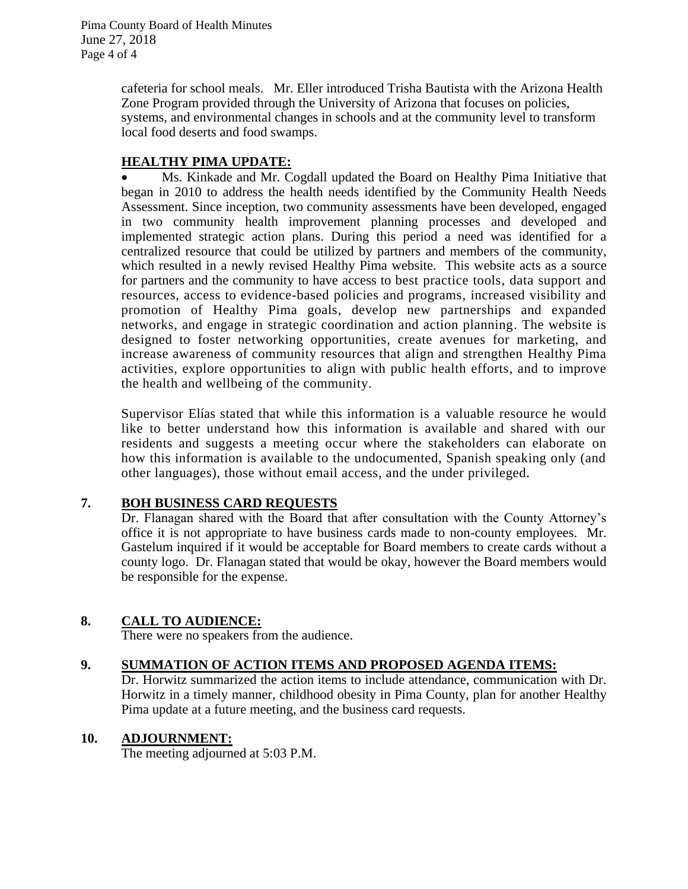cafeteria for school meals. Mr. Eller introduced Trisha Bautista with the Arizona Health Zone Program provided through the University of Arizona that focuses on policies, systems, and environmental changes in schools and at the community level to transform local food deserts and food swamps.

**HEALTHY PIMA UPDATE:**

- Ms. Kinkade and Mr. Cogdall updated the Board on Healthy Pima Initiative that began in 2010 to address the health needs identified by the Community Health Needs Assessment. Since inception, two community assessments have been developed, engaged in two community health improvement planning processes and developed and implemented strategic action plans. During this period a need was identified for a centralized resource that could be utilized by partners and members of the community, which resulted in a newly revised Healthy Pima website. This website acts as a source for partners and the community to have access to best practice tools, data support and resources, access to evidence-based policies and programs, increased visibility and promotion of Healthy Pima goals, develop new partnerships and expanded networks, and engage in strategic coordination and action planning. The website is designed to foster networking opportunities, create avenues for marketing, and increase awareness of community resources that align and strengthen Healthy Pima activities, explore opportunities to align with public health efforts, and to improve the health and wellbeing of the community.

Supervisor Elías stated that while this information is a valuable resource he would like to better understand how this information is available and shared with our residents and suggests a meeting occur where the stakeholders can elaborate on how this information is available to the undocumented, Spanish speaking only (and other languages), those without email access, and the under privileged.

## 7. BOH BUSINESS CARD REQUESTS

Dr. Flanagan shared with the Board that after consultation with the County Attorney's office it is not appropriate to have business cards made to non-county employees. Mr. Gastelum inquired if it would be acceptable for Board members to create cards without a county logo. Dr. Flanagan stated that would be okay, however the Board members would be responsible for the expense.

## 8. CALL TO AUDIENCE:

There were no speakers from the audience.

## 9. SUMMATION OF ACTION ITEMS AND PROPOSED AGENDA ITEMS:

Dr. Horwitz summarized the action items to include attendance, communication with Dr. Horwitz in a timely manner, childhood obesity in Pima County, plan for another Healthy Pima update at a future meeting, and the business card requests.

## 10. ADJOURNMENT:

The meeting adjourned at 5:03 P.M.